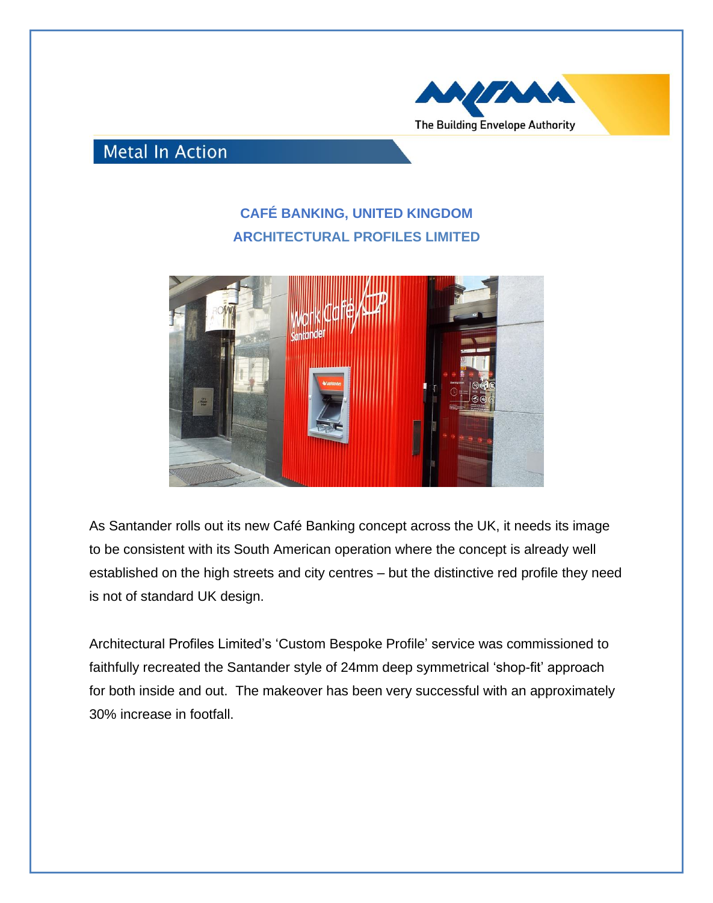MCRMA

The Building Envelope Authority

Metal In Action

## CAFÉ BANKING, UNITED KINGDOM
## ARCHITECTURAL PROFILES LIMITED

As Santander rolls out its new Café Banking concept across the UK, it needs its image to be consistent with its South American operation where the concept is already well established on the high streets and city centres – but the distinctive red profile they need is not of standard UK design.

Architectural Profiles Limited's 'Custom Bespoke Profile' service was commissioned to faithfully recreated the Santander style of 24mm deep symmetrical 'shop-fit' approach for both inside and out. The makeover has been very successful with an approximately 30% increase in footfall.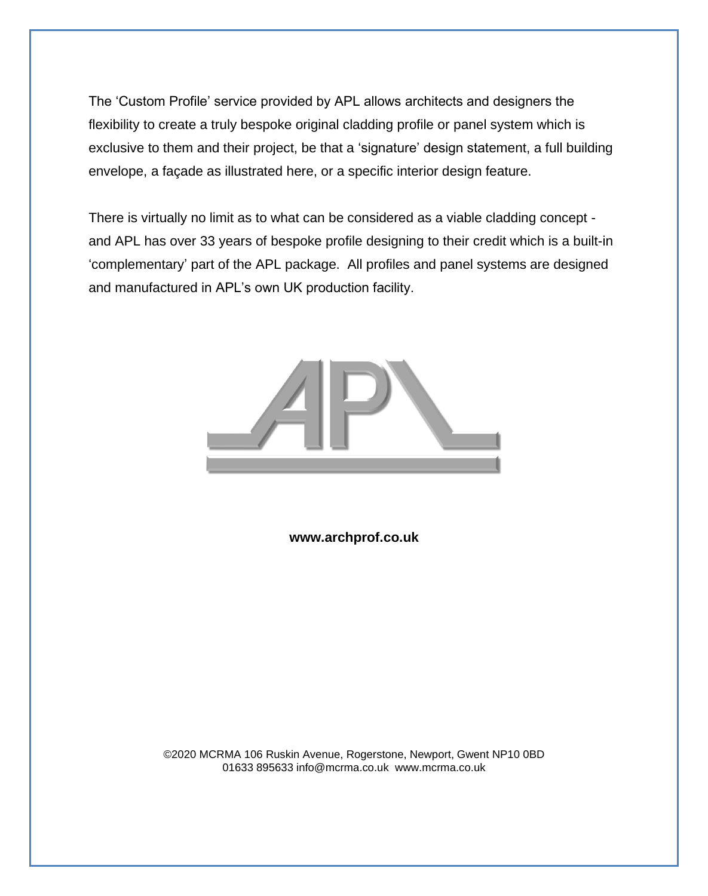The 'Custom Profile' service provided by APL allows architects and designers the flexibility to create a truly bespoke original cladding profile or panel system which is exclusive to them and their project, be that a 'signature' design statement, a full building envelope, a façade as illustrated here, or a specific interior design feature.

There is virtually no limit as to what can be considered as a viable cladding concept - and APL has over 33 years of bespoke profile designing to their credit which is a built-in 'complementary' part of the APL package. All profiles and panel systems are designed and manufactured in APL's own UK production facility.

APL

**www.archprof.co.uk**

©2020 MCRMA 106 Ruskin Avenue, Rogerstone, Newport, Gwent NP10 0BD
01633 895633 info@mcrma.co.uk www.mcrma.co.uk